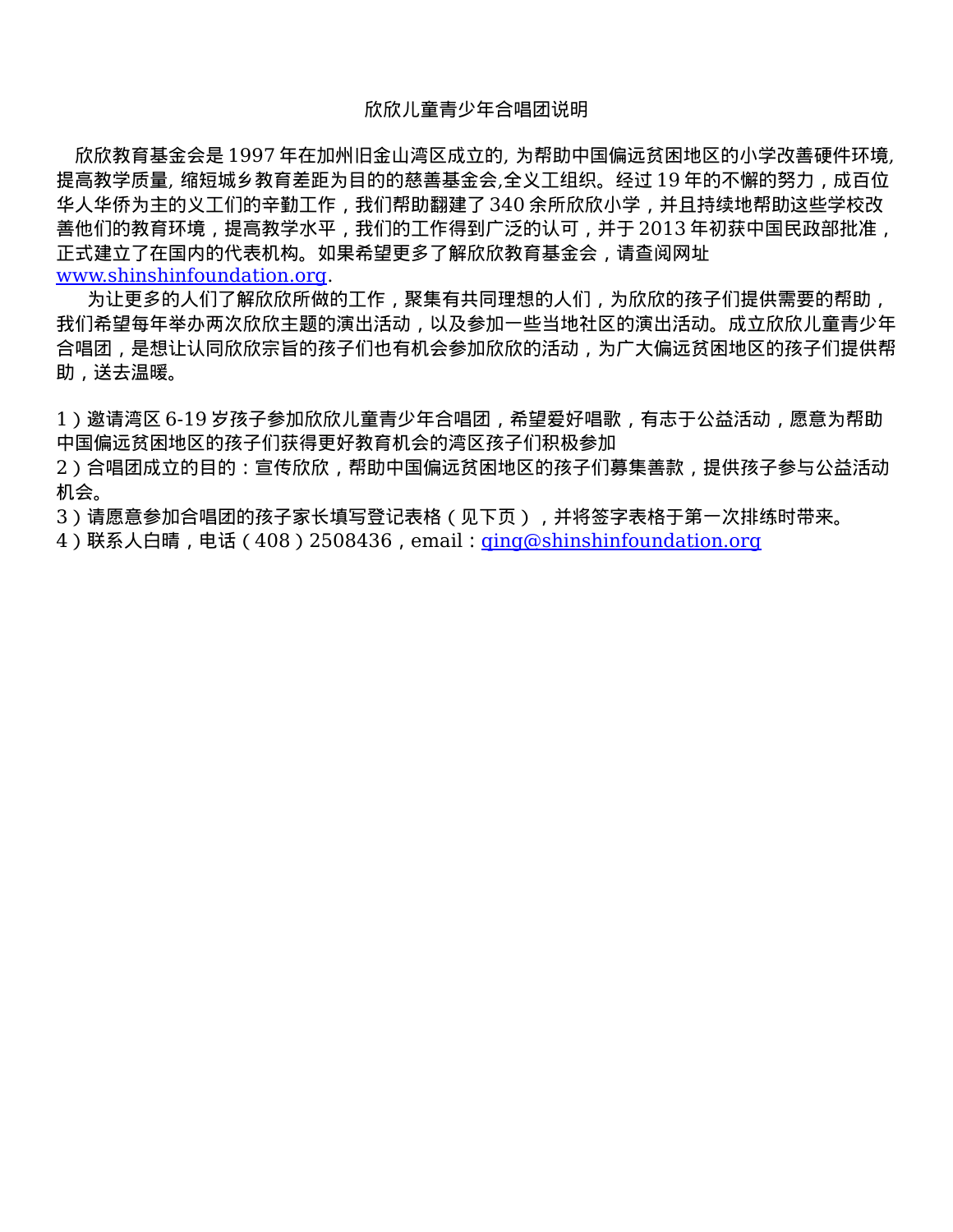# 欣欣儿童青少年合唱团说明

欣欣教育基金会是 1997 年在加州旧金山湾区成立的, 为帮助中国偏远贫困地区的小学改善硬件环境, 提高教学质量, 缩短城乡教育差距为目的的慈善基金会,全义工组织。经过 19 年的不懈的努力，成百位华人华侨为主的义工们的辛勤工作，我们帮助翻建了 340 余所欣欣小学，并且持续地帮助这些学校改善他们的教育环境，提高教学水平，我们的工作得到广泛的认可，并于 2013 年初获中国民政部批准，正式建立了在国内的代表机构。如果希望更多了解欣欣教育基金会，请查阅网址 www.shinshinfoundation.org.

为让更多的人们了解欣欣所做的工作，聚集有共同理想的人们，为欣欣的孩子们提供需要的帮助，我们希望每年举办两次欣欣主题的演出活动，以及参加一些当地社区的演出活动。成立欣欣儿童青少年合唱团，是想让认同欣欣宗旨的孩子们也有机会参加欣欣的活动，为广大偏远贫困地区的孩子们提供帮助，送去温暖。

1）邀请湾区 6-19 岁孩子参加欣欣儿童青少年合唱团，希望爱好唱歌，有志于公益活动，愿意为帮助中国偏远贫困地区的孩子们获得更好教育机会的湾区孩子们积极参加

2）合唱团成立的目的：宣传欣欣，帮助中国偏远贫困地区的孩子们募集善款，提供孩子参与公益活动机会。

3）请愿意参加合唱团的孩子家长填写登记表格（见下页），并将签字表格于第一次排练时带来。

4）联系人白晴，电话（408）2508436，email：qing@shinshinfoundation.org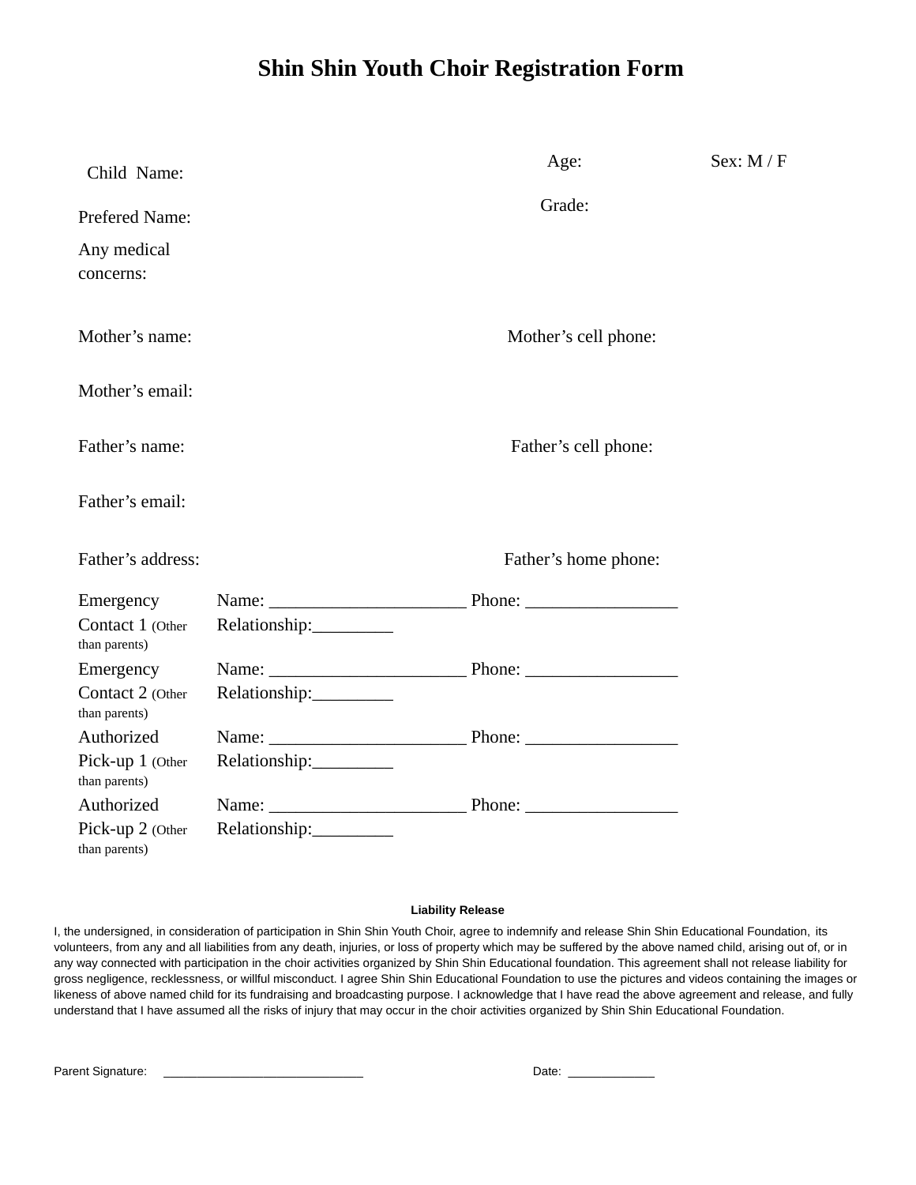# Shin Shin Youth Choir Registration Form

Child Name: Age: Sex: M / F

Prefered Name: Grade:

Any medical concerns:

Mother’s name: Mother’s cell phone:

Mother’s email:

Father’s name: Father’s cell phone:

Father’s email:

Father’s address: Father’s home phone:

| | |
|---|---|
| Emergency Contact 1 (Other than parents) | Name: ______________________ Phone: _________________<br>Relationship:_________ |
| Emergency Contact 2 (Other than parents) | Name: ______________________ Phone: _________________<br>Relationship:_________ |
| Authorized Pick-up 1 (Other than parents) | Name: ______________________ Phone: _________________<br>Relationship:_________ |
| Authorized Pick-up 2 (Other than parents) | Name: ______________________ Phone: _________________<br>Relationship:_________ |

**Liability Release**

I, the undersigned, in consideration of participation in Shin Shin Youth Choir, agree to indemnify and release Shin Shin Educational Foundation, its volunteers, from any and all liabilities from any death, injuries, or loss of property which may be suffered by the above named child, arising out of, or in any way connected with participation in the choir activities organized by Shin Shin Educational foundation. This agreement shall not release liability for gross negligence, recklessness, or willful misconduct. I agree Shin Shin Educational Foundation to use the pictures and videos containing the images or likeness of above named child for its fundraising and broadcasting purpose. I acknowledge that I have read the above agreement and release, and fully understand that I have assumed all the risks of injury that may occur in the choir activities organized by Shin Shin Educational Foundation.

Parent Signature: _____________________________ Date: _____________